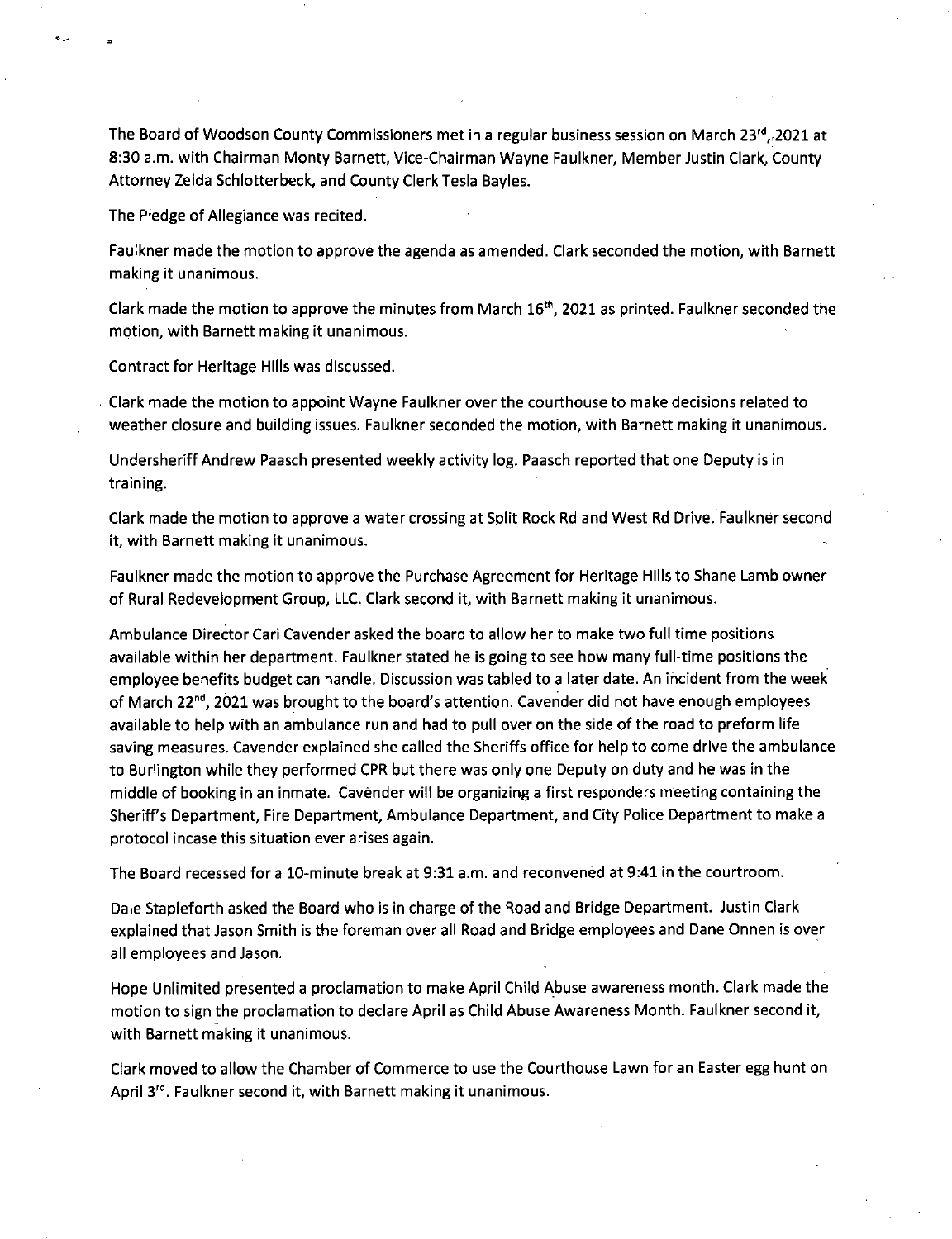The Board of Woodson County Commissioners met in a regular business session on March 23rd, 2021 at 8:30 a.m. with Chairman Monty Barnett, Vice-Chairman Wayne Faulkner, Member Justin Clark, County Attorney Zelda Schlotterbeck, and County Clerk Tesla Bayles.

The Pledge of Allegiance was recited.

Faulkner made the motion to approve the agenda as amended. Clark seconded the motion, with Barnett making it unanimous.

Clark made the motion to approve the minutes from March 16th, 2021 as printed. Faulkner seconded the motion, with Barnett making it unanimous.

Contract for Heritage Hills was discussed.

Clark made the motion to appoint Wayne Faulkner over the courthouse to make decisions related to weather closure and building issues. Faulkner seconded the motion, with Barnett making it unanimous.

Undersheriff Andrew Paasch presented weekly activity log. Paasch reported that one Deputy is in training.

Clark made the motion to approve a water crossing at Split Rock Rd and West Rd Drive. Faulkner second it, with Barnett making it unanimous.

Faulkner made the motion to approve the Purchase Agreement for Heritage Hills to Shane Lamb owner of Rural Redevelopment Group, LLC. Clark second it, with Barnett making it unanimous.

Ambulance Director Cari Cavender asked the board to allow her to make two full time positions available within her department. Faulkner stated he is going to see how many full-time positions the employee benefits budget can handle. Discussion was tabled to a later date. An incident from the week of March 22nd, 2021 was brought to the board's attention. Cavender did not have enough employees available to help with an ambulance run and had to pull over on the side of the road to preform life saving measures. Cavender explained she called the Sheriffs office for help to come drive the ambulance to Burlington while they performed CPR but there was only one Deputy on duty and he was in the middle of booking in an inmate. Cavender will be organizing a first responders meeting containing the Sheriff's Department, Fire Department, Ambulance Department, and City Police Department to make a protocol incase this situation ever arises again.

The Board recessed for a 10-minute break at 9:31 a.m. and reconvened at 9:41 in the courtroom.

Dale Stapleforth asked the Board who is in charge of the Road and Bridge Department. Justin Clark explained that Jason Smith is the foreman over all Road and Bridge employees and Dane Onnen is over all employees and Jason.

Hope Unlimited presented a proclamation to make April Child Abuse awareness month. Clark made the motion to sign the proclamation to declare April as Child Abuse Awareness Month. Faulkner second it, with Barnett making it unanimous.

Clark moved to allow the Chamber of Commerce to use the Courthouse Lawn for an Easter egg hunt on April 3rd. Faulkner second it, with Barnett making it unanimous.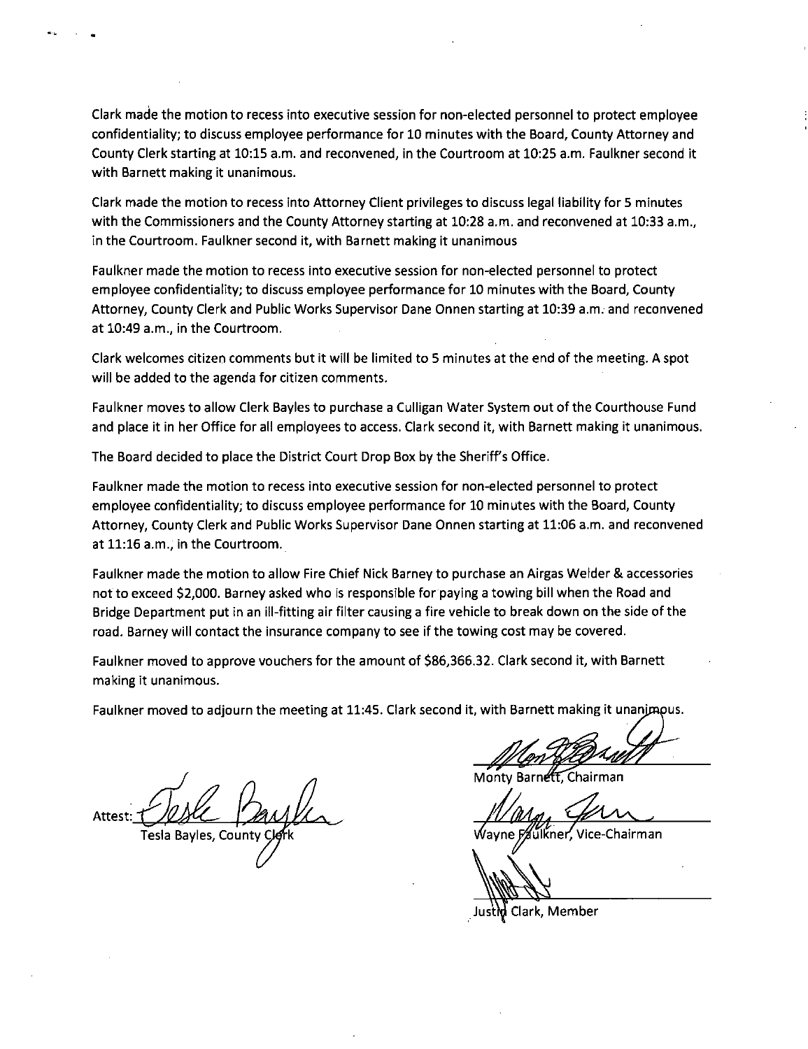Clark made the motion to recess into executive session for non-elected personnel to protect employee confidentiality; to discuss employee performance for 10 minutes with the Board, County Attorney and County Clerk starting at 10:15 a.m. and reconvened, in the Courtroom at 10:25 a.m. Faulkner second it with Barnett making it unanimous.

Clark made the motion to recess into Attorney Client privileges to discuss legal liability for 5 minutes with the Commissioners and the County Attorney starting at 10:28 a.m. and reconvened at 10:33 a.m., in the Courtroom. Faulkner second it, with Barnett making it unanimous

Faulkner made the motion to recess into executive session for non-elected personnel to protect employee confidentiality; to discuss employee performance for 10 minutes with the Board, County Attorney, County Clerk and Public Works Supervisor Dane Onnen starting at 10:39 a.m. and reconvened at 10:49 a.m., in the Courtroom.

Clark welcomes citizen comments but it will be limited to 5 minutes at the end of the meeting. A spot will be added to the agenda for citizen comments.

Faulkner moves to allow Clerk Bayles to purchase a Culligan Water System out of the Courthouse Fund and place it in her Office for all employees to access. Clark second it, with Barnett making it unanimous.

The Board decided to place the District Court Drop Box by the Sheriff's Office.

Faulkner made the motion to recess into executive session for non-elected personnel to protect employee confidentiality; to discuss employee performance for 10 minutes with the Board, County Attorney, County Clerk and Public Works Supervisor Dane Onnen starting at 11:06 a.m. and reconvened at 11:16 a.m., in the Courtroom.

Faulkner made the motion to allow Fire Chief Nick Barney to purchase an Airgas Welder & accessories not to exceed $2,000. Barney asked who is responsible for paying a towing bill when the Road and Bridge Department put in an ill-fitting air filter causing a fire vehicle to break down on the side of the road. Barney will contact the insurance company to see if the towing cost may be covered.

Faulkner moved to approve vouchers for the amount of $86,366.32. Clark second it, with Barnett making it unanimous.

Faulkner moved to adjourn the meeting at 11:45. Clark second it, with Barnett making it unanimous.

Monty Barnett, Chairman

Attest: Tesla Bayles, County Clerk

Wayne Faulkner, Vice-Chairman

Justin Clark, Member